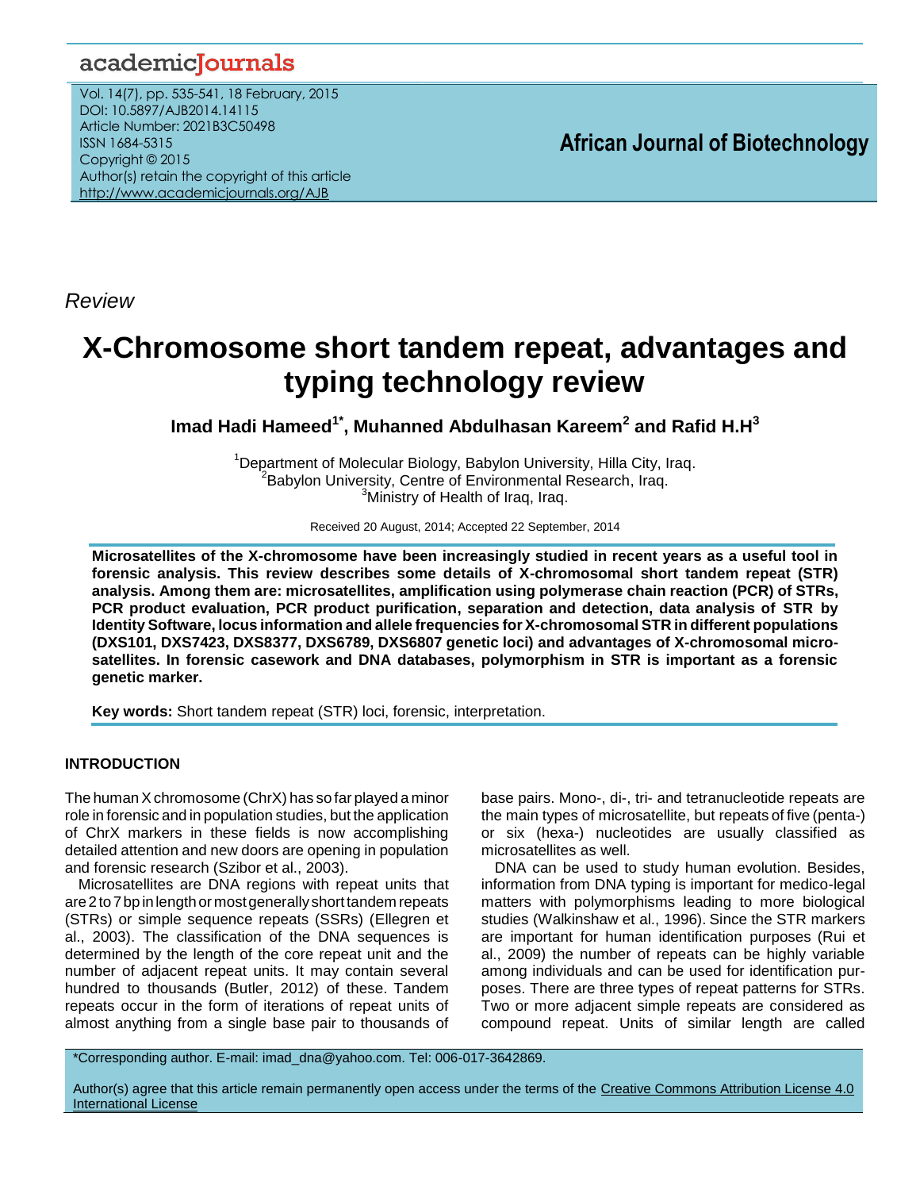Review

# X-Chromosome short tandem repeat, advantages and typing technology review

**Imad Hadi Hameed[1*], Muhanned Abdulhasan Kareem[2] and Rafid H.H[3]**

[1]Department of Molecular Biology, Babylon University, Hilla City, Iraq.
[2]Babylon University, Centre of Environmental Research, Iraq.
[3]Ministry of Health of Iraq, Iraq.

Received 20 August, 2014; Accepted 22 September, 2014

**Microsatellites of the X-chromosome have been increasingly studied in recent years as a useful tool in forensic analysis. This review describes some details of X-chromosomal short tandem repeat (STR) analysis. Among them are: microsatellites, amplification using polymerase chain reaction (PCR) of STRs, PCR product evaluation, PCR product purification, separation and detection, data analysis of STR by Identity Software, locus information and allele frequencies for X-chromosomal STR in different populations (DXS101, DXS7423, DXS8377, DXS6789, DXS6807 genetic loci) and advantages of X-chromosomal microsatellites. In forensic casework and DNA databases, polymorphism in STR is important as a forensic genetic marker.**

**Key words:** Short tandem repeat (STR) loci, forensic, interpretation.

## INTRODUCTION

The human X chromosome (ChrX) has so far played a minor role in forensic and in population studies, but the application of ChrX markers in these fields is now accomplishing detailed attention and new doors are opening in population and forensic research (Szibor et al., 2003).

Microsatellites are DNA regions with repeat units that are 2 to 7 bp in length or most generally short tandem repeats (STRs) or simple sequence repeats (SSRs) (Ellegren et al., 2003). The classification of the DNA sequences is determined by the length of the core repeat unit and the number of adjacent repeat units. It may contain several hundred to thousands (Butler, 2012) of these. Tandem repeats occur in the form of iterations of repeat units of almost anything from a single base pair to thousands of base pairs. Mono-, di-, tri- and tetranucleotide repeats are the main types of microsatellite, but repeats of five (penta-) or six (hexa-) nucleotides are usually classified as microsatellites as well.

DNA can be used to study human evolution. Besides, information from DNA typing is important for medico-legal matters with polymorphisms leading to more biological studies (Walkinshaw et al., 1996). Since the STR markers are important for human identification purposes (Rui et al., 2009) the number of repeats can be highly variable among individuals and can be used for identification purposes. There are three types of repeat patterns for STRs. Two or more adjacent simple repeats are considered as compound repeat. Units of similar length are called

*Corresponding author. E-mail: imad_dna@yahoo.com. Tel: 006-017-3642869.

Author(s) agree that this article remain permanently open access under the terms of the Creative Commons Attribution License 4.0 International License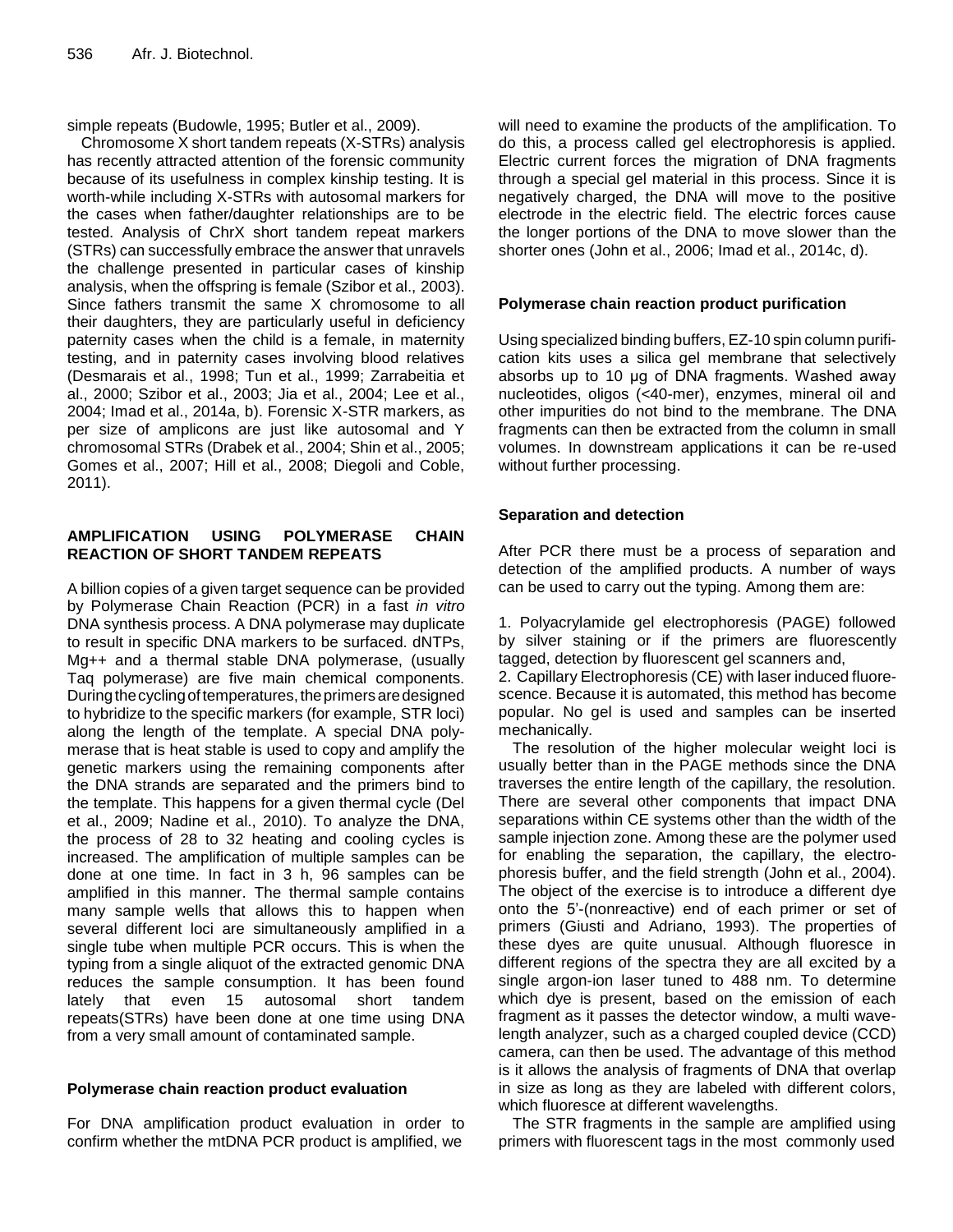simple repeats (Budowle, 1995; Butler et al., 2009).

Chromosome X short tandem repeats (X-STRs) analysis has recently attracted attention of the forensic community because of its usefulness in complex kinship testing. It is worth-while including X-STRs with autosomal markers for the cases when father/daughter relationships are to be tested. Analysis of ChrX short tandem repeat markers (STRs) can successfully embrace the answer that unravels the challenge presented in particular cases of kinship analysis, when the offspring is female (Szibor et al., 2003). Since fathers transmit the same X chromosome to all their daughters, they are particularly useful in deficiency paternity cases when the child is a female, in maternity testing, and in paternity cases involving blood relatives (Desmarais et al., 1998; Tun et al., 1999; Zarrabeitia et al., 2000; Szibor et al., 2003; Jia et al., 2004; Lee et al., 2004; Imad et al., 2014a, b). Forensic X-STR markers, as per size of amplicons are just like autosomal and Y chromosomal STRs (Drabek et al., 2004; Shin et al., 2005; Gomes et al., 2007; Hill et al., 2008; Diegoli and Coble, 2011).

## AMPLIFICATION USING POLYMERASE CHAIN REACTION OF SHORT TANDEM REPEATS

A billion copies of a given target sequence can be provided by Polymerase Chain Reaction (PCR) in a fast *in vitro* DNA synthesis process. A DNA polymerase may duplicate to result in specific DNA markers to be surfaced. dNTPs, Mg++ and a thermal stable DNA polymerase, (usually Taq polymerase) are five main chemical components. During the cycling of temperatures, the primers are designed to hybridize to the specific markers (for example, STR loci) along the length of the template. A special DNA polymerase that is heat stable is used to copy and amplify the genetic markers using the remaining components after the DNA strands are separated and the primers bind to the template. This happens for a given thermal cycle (Del et al., 2009; Nadine et al., 2010). To analyze the DNA, the process of 28 to 32 heating and cooling cycles is increased. The amplification of multiple samples can be done at one time. In fact in 3 h, 96 samples can be amplified in this manner. The thermal sample contains many sample wells that allows this to happen when several different loci are simultaneously amplified in a single tube when multiple PCR occurs. This is when the typing from a single aliquot of the extracted genomic DNA reduces the sample consumption. It has been found lately that even 15 autosomal short tandem repeats(STRs) have been done at one time using DNA from a very small amount of contaminated sample.

### Polymerase chain reaction product evaluation

For DNA amplification product evaluation in order to confirm whether the mtDNA PCR product is amplified, we will need to examine the products of the amplification. To do this, a process called gel electrophoresis is applied. Electric current forces the migration of DNA fragments through a special gel material in this process. Since it is negatively charged, the DNA will move to the positive electrode in the electric field. The electric forces cause the longer portions of the DNA to move slower than the shorter ones (John et al., 2006; Imad et al., 2014c, d).

### Polymerase chain reaction product purification

Using specialized binding buffers, EZ-10 spin column purification kits uses a silica gel membrane that selectively absorbs up to 10 µg of DNA fragments. Washed away nucleotides, oligos (<40-mer), enzymes, mineral oil and other impurities do not bind to the membrane. The DNA fragments can then be extracted from the column in small volumes. In downstream applications it can be re-used without further processing.

### Separation and detection

After PCR there must be a process of separation and detection of the amplified products. A number of ways can be used to carry out the typing. Among them are:

1. Polyacrylamide gel electrophoresis (PAGE) followed by silver staining or if the primers are fluorescently tagged, detection by fluorescent gel scanners and,
2. Capillary Electrophoresis (CE) with laser induced fluorescence. Because it is automated, this method has become popular. No gel is used and samples can be inserted mechanically.

The resolution of the higher molecular weight loci is usually better than in the PAGE methods since the DNA traverses the entire length of the capillary, the resolution. There are several other components that impact DNA separations within CE systems other than the width of the sample injection zone. Among these are the polymer used for enabling the separation, the capillary, the electrophoresis buffer, and the field strength (John et al., 2004). The object of the exercise is to introduce a different dye onto the 5'-(nonreactive) end of each primer or set of primers (Giusti and Adriano, 1993). The properties of these dyes are quite unusual. Although fluoresce in different regions of the spectra they are all excited by a single argon-ion laser tuned to 488 nm. To determine which dye is present, based on the emission of each fragment as it passes the detector window, a multi wavelength analyzer, such as a charged coupled device (CCD) camera, can then be used. The advantage of this method is it allows the analysis of fragments of DNA that overlap in size as long as they are labeled with different colors, which fluoresce at different wavelengths.

The STR fragments in the sample are amplified using primers with fluorescent tags in the most commonly used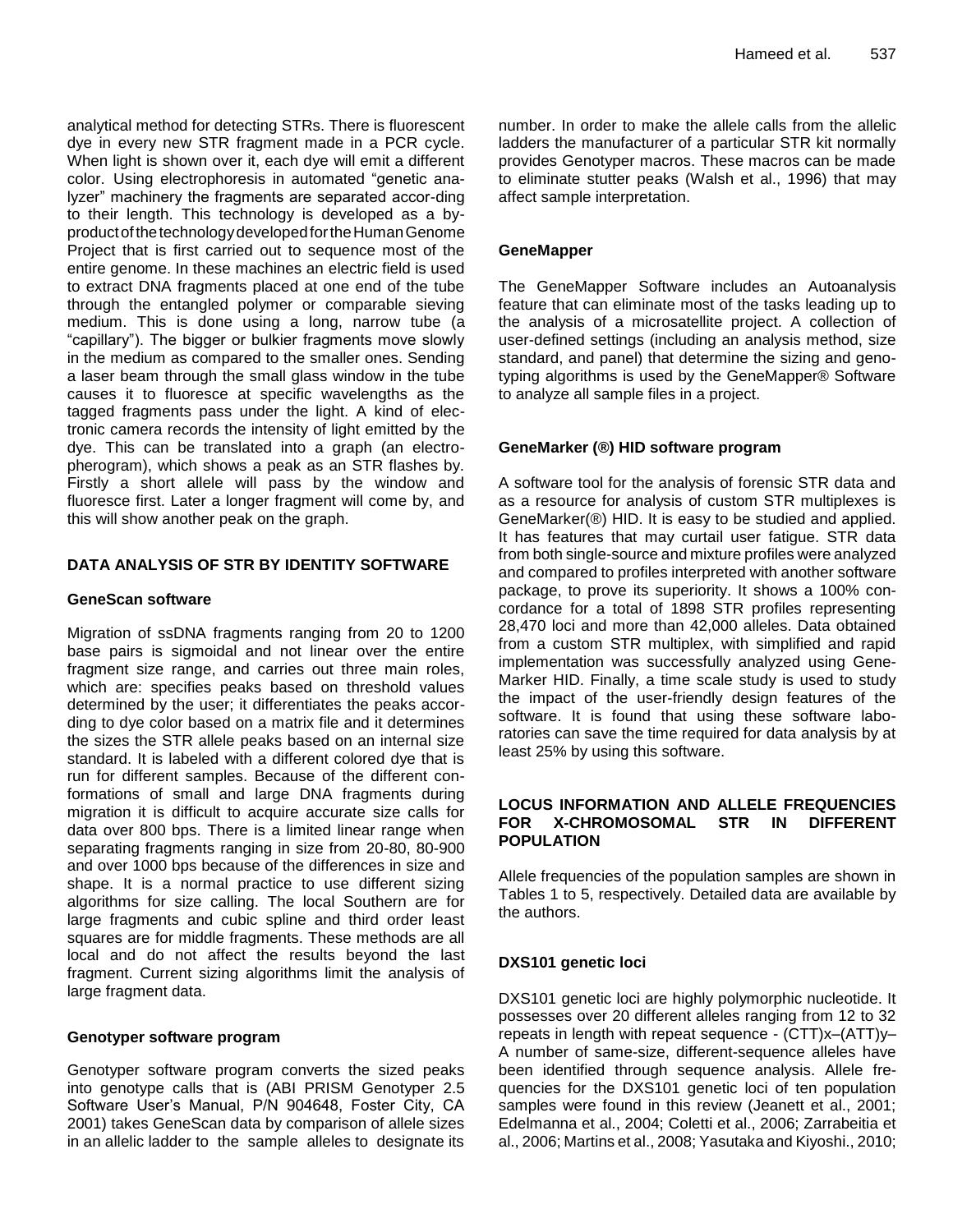analytical method for detecting STRs. There is fluorescent dye in every new STR fragment made in a PCR cycle. When light is shown over it, each dye will emit a different color. Using electrophoresis in automated "genetic analyzer" machinery the fragments are separated accor-ding to their length. This technology is developed as a by-product of the technology developed for the Human Genome Project that is first carried out to sequence most of the entire genome. In these machines an electric field is used to extract DNA fragments placed at one end of the tube through the entangled polymer or comparable sieving medium. This is done using a long, narrow tube (a "capillary"). The bigger or bulkier fragments move slowly in the medium as compared to the smaller ones. Sending a laser beam through the small glass window in the tube causes it to fluoresce at specific wavelengths as the tagged fragments pass under the light. A kind of electronic camera records the intensity of light emitted by the dye. This can be translated into a graph (an electropherogram), which shows a peak as an STR flashes by. Firstly a short allele will pass by the window and fluoresce first. Later a longer fragment will come by, and this will show another peak on the graph.

## DATA ANALYSIS OF STR BY IDENTITY SOFTWARE

### GeneScan software

Migration of ssDNA fragments ranging from 20 to 1200 base pairs is sigmoidal and not linear over the entire fragment size range, and carries out three main roles, which are: specifies peaks based on threshold values determined by the user; it differentiates the peaks according to dye color based on a matrix file and it determines the sizes the STR allele peaks based on an internal size standard. It is labeled with a different colored dye that is run for different samples. Because of the different conformations of small and large DNA fragments during migration it is difficult to acquire accurate size calls for data over 800 bps. There is a limited linear range when separating fragments ranging in size from 20-80, 80-900 and over 1000 bps because of the differences in size and shape. It is a normal practice to use different sizing algorithms for size calling. The local Southern are for large fragments and cubic spline and third order least squares are for middle fragments. These methods are all local and do not affect the results beyond the last fragment. Current sizing algorithms limit the analysis of large fragment data.

### Genotyper software program

Genotyper software program converts the sized peaks into genotype calls that is (ABI PRISM Genotyper 2.5 Software User's Manual, P/N 904648, Foster City, CA 2001) takes GeneScan data by comparison of allele sizes in an allelic ladder to the sample alleles to designate its number. In order to make the allele calls from the allelic ladders the manufacturer of a particular STR kit normally provides Genotyper macros. These macros can be made to eliminate stutter peaks (Walsh et al., 1996) that may affect sample interpretation.

### GeneMapper

The GeneMapper Software includes an Autoanalysis feature that can eliminate most of the tasks leading up to the analysis of a microsatellite project. A collection of user-defined settings (including an analysis method, size standard, and panel) that determine the sizing and genotyping algorithms is used by the GeneMapper® Software to analyze all sample files in a project.

### GeneMarker (®) HID software program

A software tool for the analysis of forensic STR data and as a resource for analysis of custom STR multiplexes is GeneMarker(®) HID. It is easy to be studied and applied. It has features that may curtail user fatigue. STR data from both single-source and mixture profiles were analyzed and compared to profiles interpreted with another software package, to prove its superiority. It shows a 100% concordance for a total of 1898 STR profiles representing 28,470 loci and more than 42,000 alleles. Data obtained from a custom STR multiplex, with simplified and rapid implementation was successfully analyzed using GeneMarker HID. Finally, a time scale study is used to study the impact of the user-friendly design features of the software. It is found that using these software laboratories can save the time required for data analysis by at least 25% by using this software.

## LOCUS INFORMATION AND ALLELE FREQUENCIES FOR X-CHROMOSOMAL STR IN DIFFERENT POPULATION

Allele frequencies of the population samples are shown in Tables 1 to 5, respectively. Detailed data are available by the authors.

### DXS101 genetic loci

DXS101 genetic loci are highly polymorphic nucleotide. It possesses over 20 different alleles ranging from 12 to 32 repeats in length with repeat sequence - (CTT)x–(ATT)y– A number of same-size, different-sequence alleles have been identified through sequence analysis. Allele frequencies for the DXS101 genetic loci of ten population samples were found in this review (Jeanett et al., 2001; Edelmanna et al., 2004; Coletti et al., 2006; Zarrabeitia et al., 2006; Martins et al., 2008; Yasutaka and Kiyoshi., 2010;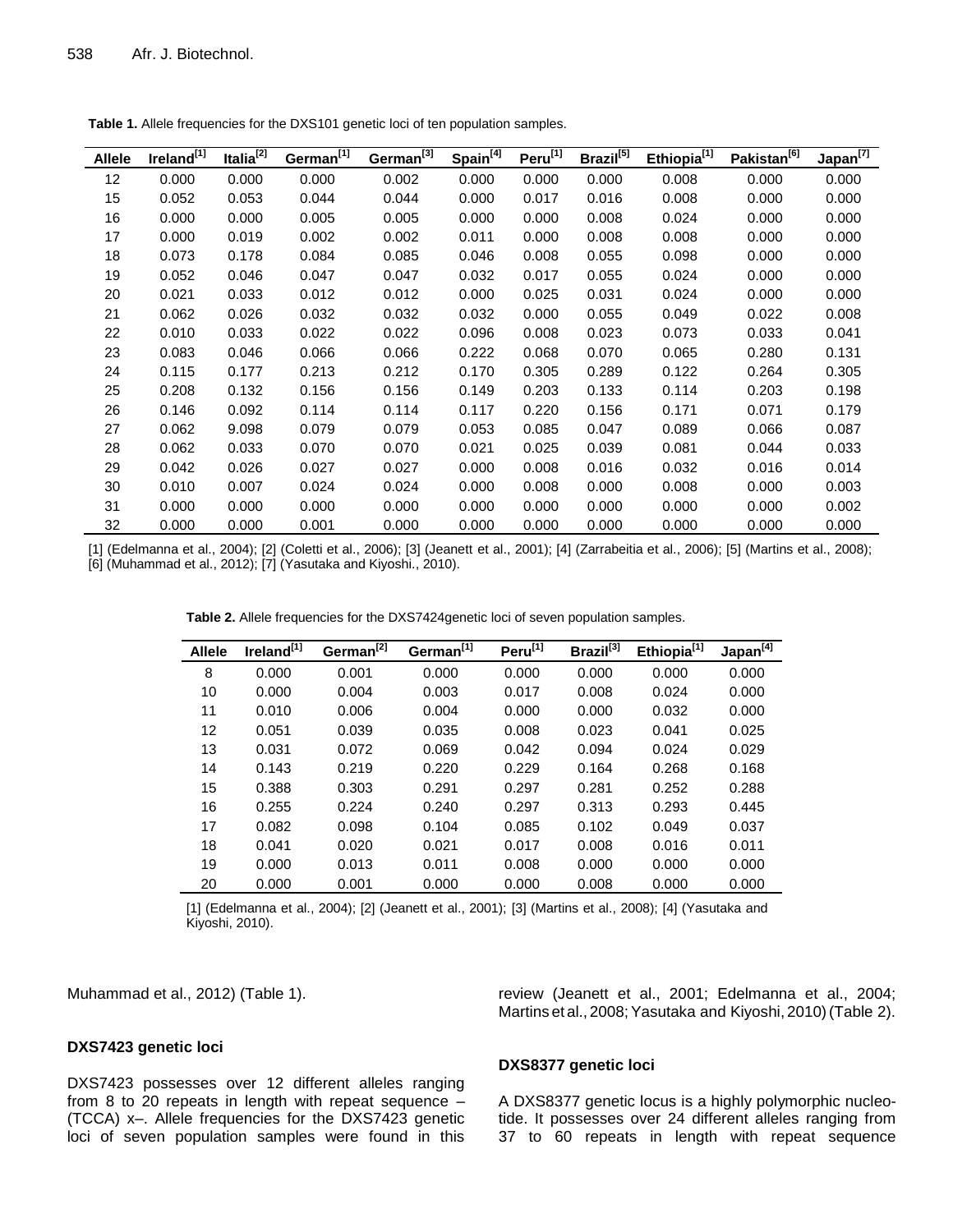**Table 1.** Allele frequencies for the DXS101 genetic loci of ten population samples.

| Allele | Ireland[1] | Italia[2] | German[1] | German[3] | Spain[4] | Peru[1] | Brazil[5] | Ethiopia[1] | Pakistan[6] | Japan[7] |
|---|---|---|---|---|---|---|---|---|---|---|
| 12 | 0.000 | 0.000 | 0.000 | 0.002 | 0.000 | 0.000 | 0.000 | 0.008 | 0.000 | 0.000 |
| 15 | 0.052 | 0.053 | 0.044 | 0.044 | 0.000 | 0.017 | 0.016 | 0.008 | 0.000 | 0.000 |
| 16 | 0.000 | 0.000 | 0.005 | 0.005 | 0.000 | 0.000 | 0.008 | 0.024 | 0.000 | 0.000 |
| 17 | 0.000 | 0.019 | 0.002 | 0.002 | 0.011 | 0.000 | 0.008 | 0.008 | 0.000 | 0.000 |
| 18 | 0.073 | 0.178 | 0.084 | 0.085 | 0.046 | 0.008 | 0.055 | 0.098 | 0.000 | 0.000 |
| 19 | 0.052 | 0.046 | 0.047 | 0.047 | 0.032 | 0.017 | 0.055 | 0.024 | 0.000 | 0.000 |
| 20 | 0.021 | 0.033 | 0.012 | 0.012 | 0.000 | 0.025 | 0.031 | 0.024 | 0.000 | 0.000 |
| 21 | 0.062 | 0.026 | 0.032 | 0.032 | 0.032 | 0.000 | 0.055 | 0.049 | 0.022 | 0.008 |
| 22 | 0.010 | 0.033 | 0.022 | 0.022 | 0.096 | 0.008 | 0.023 | 0.073 | 0.033 | 0.041 |
| 23 | 0.083 | 0.046 | 0.066 | 0.066 | 0.222 | 0.068 | 0.070 | 0.065 | 0.280 | 0.131 |
| 24 | 0.115 | 0.177 | 0.213 | 0.212 | 0.170 | 0.305 | 0.289 | 0.122 | 0.264 | 0.305 |
| 25 | 0.208 | 0.132 | 0.156 | 0.156 | 0.149 | 0.203 | 0.133 | 0.114 | 0.203 | 0.198 |
| 26 | 0.146 | 0.092 | 0.114 | 0.114 | 0.117 | 0.220 | 0.156 | 0.171 | 0.071 | 0.179 |
| 27 | 0.062 | 9.098 | 0.079 | 0.079 | 0.053 | 0.085 | 0.047 | 0.089 | 0.066 | 0.087 |
| 28 | 0.062 | 0.033 | 0.070 | 0.070 | 0.021 | 0.025 | 0.039 | 0.081 | 0.044 | 0.033 |
| 29 | 0.042 | 0.026 | 0.027 | 0.027 | 0.000 | 0.008 | 0.016 | 0.032 | 0.016 | 0.014 |
| 30 | 0.010 | 0.007 | 0.024 | 0.024 | 0.000 | 0.008 | 0.000 | 0.008 | 0.000 | 0.003 |
| 31 | 0.000 | 0.000 | 0.000 | 0.000 | 0.000 | 0.000 | 0.000 | 0.000 | 0.000 | 0.002 |
| 32 | 0.000 | 0.000 | 0.001 | 0.000 | 0.000 | 0.000 | 0.000 | 0.000 | 0.000 | 0.000 |

[1] (Edelmanna et al., 2004); [2] (Coletti et al., 2006); [3] (Jeanett et al., 2001); [4] (Zarrabeitia et al., 2006); [5] (Martins et al., 2008); [6] (Muhammad et al., 2012); [7] (Yasutaka and Kiyoshi., 2010).

**Table 2.** Allele frequencies for the DXS7424genetic loci of seven population samples.

| Allele | Ireland[1] | German[2] | German[1] | Peru[1] | Brazil[3] | Ethiopia[1] | Japan[4] |
|---|---|---|---|---|---|---|---|
| 8 | 0.000 | 0.001 | 0.000 | 0.000 | 0.000 | 0.000 | 0.000 |
| 10 | 0.000 | 0.004 | 0.003 | 0.017 | 0.008 | 0.024 | 0.000 |
| 11 | 0.010 | 0.006 | 0.004 | 0.000 | 0.000 | 0.032 | 0.000 |
| 12 | 0.051 | 0.039 | 0.035 | 0.008 | 0.023 | 0.041 | 0.025 |
| 13 | 0.031 | 0.072 | 0.069 | 0.042 | 0.094 | 0.024 | 0.029 |
| 14 | 0.143 | 0.219 | 0.220 | 0.229 | 0.164 | 0.268 | 0.168 |
| 15 | 0.388 | 0.303 | 0.291 | 0.297 | 0.281 | 0.252 | 0.288 |
| 16 | 0.255 | 0.224 | 0.240 | 0.297 | 0.313 | 0.293 | 0.445 |
| 17 | 0.082 | 0.098 | 0.104 | 0.085 | 0.102 | 0.049 | 0.037 |
| 18 | 0.041 | 0.020 | 0.021 | 0.017 | 0.008 | 0.016 | 0.011 |
| 19 | 0.000 | 0.013 | 0.011 | 0.008 | 0.000 | 0.000 | 0.000 |
| 20 | 0.000 | 0.001 | 0.000 | 0.000 | 0.008 | 0.000 | 0.000 |

[1] (Edelmanna et al., 2004); [2] (Jeanett et al., 2001); [3] (Martins et al., 2008); [4] (Yasutaka and Kiyoshi, 2010).

Muhammad et al., 2012) (Table 1).

### DXS7423 genetic loci

DXS7423 possesses over 12 different alleles ranging from 8 to 20 repeats in length with repeat sequence –(TCCA) x–. Allele frequencies for the DXS7423 genetic loci of seven population samples were found in this review (Jeanett et al., 2001; Edelmanna et al., 2004; Martins et al., 2008; Yasutaka and Kiyoshi, 2010) (Table 2).

### DXS8377 genetic loci

A DXS8377 genetic locus is a highly polymorphic nucleotide. It possesses over 24 different alleles ranging from 37 to 60 repeats in length with repeat sequence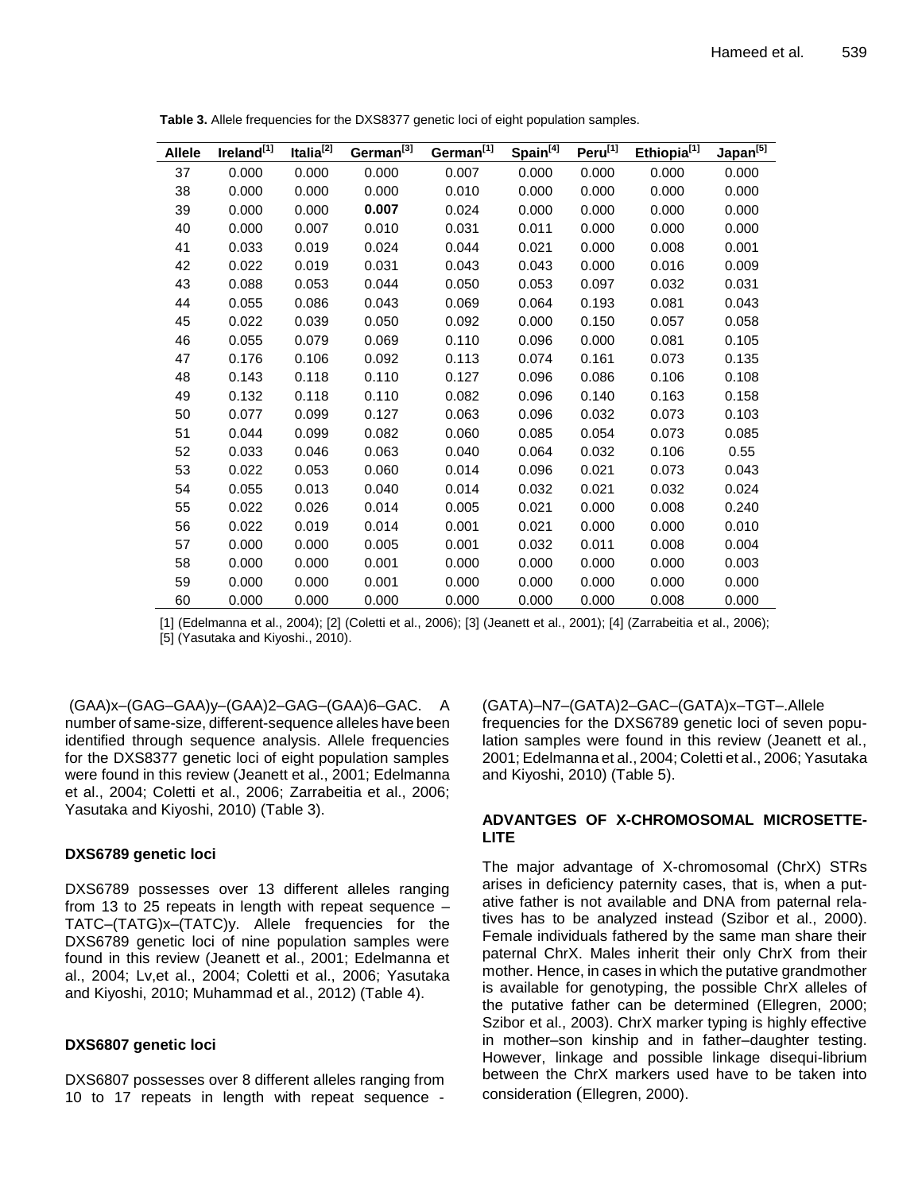**Table 3.** Allele frequencies for the DXS8377 genetic loci of eight population samples.

| Allele | Ireland[1] | Italia[2] | German[3] | German[1] | Spain[4] | Peru[1] | Ethiopia[1] | Japan[5] |
|---|---|---|---|---|---|---|---|---|
| 37 | 0.000 | 0.000 | 0.000 | 0.007 | 0.000 | 0.000 | 0.000 | 0.000 |
| 38 | 0.000 | 0.000 | 0.000 | 0.010 | 0.000 | 0.000 | 0.000 | 0.000 |
| 39 | 0.000 | 0.000 | **0.007** | 0.024 | 0.000 | 0.000 | 0.000 | 0.000 |
| 40 | 0.000 | 0.007 | 0.010 | 0.031 | 0.011 | 0.000 | 0.000 | 0.000 |
| 41 | 0.033 | 0.019 | 0.024 | 0.044 | 0.021 | 0.000 | 0.008 | 0.001 |
| 42 | 0.022 | 0.019 | 0.031 | 0.043 | 0.043 | 0.000 | 0.016 | 0.009 |
| 43 | 0.088 | 0.053 | 0.044 | 0.050 | 0.053 | 0.097 | 0.032 | 0.031 |
| 44 | 0.055 | 0.086 | 0.043 | 0.069 | 0.064 | 0.193 | 0.081 | 0.043 |
| 45 | 0.022 | 0.039 | 0.050 | 0.092 | 0.000 | 0.150 | 0.057 | 0.058 |
| 46 | 0.055 | 0.079 | 0.069 | 0.110 | 0.096 | 0.000 | 0.081 | 0.105 |
| 47 | 0.176 | 0.106 | 0.092 | 0.113 | 0.074 | 0.161 | 0.073 | 0.135 |
| 48 | 0.143 | 0.118 | 0.110 | 0.127 | 0.096 | 0.086 | 0.106 | 0.108 |
| 49 | 0.132 | 0.118 | 0.110 | 0.082 | 0.096 | 0.140 | 0.163 | 0.158 |
| 50 | 0.077 | 0.099 | 0.127 | 0.063 | 0.096 | 0.032 | 0.073 | 0.103 |
| 51 | 0.044 | 0.099 | 0.082 | 0.060 | 0.085 | 0.054 | 0.073 | 0.085 |
| 52 | 0.033 | 0.046 | 0.063 | 0.040 | 0.064 | 0.032 | 0.106 | 0.55 |
| 53 | 0.022 | 0.053 | 0.060 | 0.014 | 0.096 | 0.021 | 0.073 | 0.043 |
| 54 | 0.055 | 0.013 | 0.040 | 0.014 | 0.032 | 0.021 | 0.032 | 0.024 |
| 55 | 0.022 | 0.026 | 0.014 | 0.005 | 0.021 | 0.000 | 0.008 | 0.240 |
| 56 | 0.022 | 0.019 | 0.014 | 0.001 | 0.021 | 0.000 | 0.000 | 0.010 |
| 57 | 0.000 | 0.000 | 0.005 | 0.001 | 0.032 | 0.011 | 0.008 | 0.004 |
| 58 | 0.000 | 0.000 | 0.001 | 0.000 | 0.000 | 0.000 | 0.000 | 0.003 |
| 59 | 0.000 | 0.000 | 0.001 | 0.000 | 0.000 | 0.000 | 0.000 | 0.000 |
| 60 | 0.000 | 0.000 | 0.000 | 0.000 | 0.000 | 0.000 | 0.008 | 0.000 |

[1] (Edelmanna et al., 2004); [2] (Coletti et al., 2006); [3] (Jeanett et al., 2001); [4] (Zarrabeitia et al., 2006); [5] (Yasutaka and Kiyoshi., 2010).

(GAA)x–(GAG–GAA)y–(GAA)2–GAG–(GAA)6–GAC. A number of same-size, different-sequence alleles have been identified through sequence analysis. Allele frequencies for the DXS8377 genetic loci of eight population samples were found in this review (Jeanett et al., 2001; Edelmanna et al., 2004; Coletti et al., 2006; Zarrabeitia et al., 2006; Yasutaka and Kiyoshi, 2010) (Table 3).

### DXS6789 genetic loci

DXS6789 possesses over 13 different alleles ranging from 13 to 25 repeats in length with repeat sequence –TATC–(TATG)x–(TATC)y. Allele frequencies for the DXS6789 genetic loci of nine population samples were found in this review (Jeanett et al., 2001; Edelmanna et al., 2004; Lv,et al., 2004; Coletti et al., 2006; Yasutaka and Kiyoshi, 2010; Muhammad et al., 2012) (Table 4).

### DXS6807 genetic loci

DXS6807 possesses over 8 different alleles ranging from 10 to 17 repeats in length with repeat sequence -(GATA)–N7–(GATA)2–GAC–(GATA)x–TGT–.Allele frequencies for the DXS6789 genetic loci of seven population samples were found in this review (Jeanett et al., 2001; Edelmanna et al., 2004; Coletti et al., 2006; Yasutaka and Kiyoshi, 2010) (Table 5).

## ADVANTGES OF X-CHROMOSOMAL MICROSETTE-LITE

The major advantage of X-chromosomal (ChrX) STRs arises in deficiency paternity cases, that is, when a putative father is not available and DNA from paternal relatives has to be analyzed instead (Szibor et al., 2000). Female individuals fathered by the same man share their paternal ChrX. Males inherit their only ChrX from their mother. Hence, in cases in which the putative grandmother is available for genotyping, the possible ChrX alleles of the putative father can be determined (Ellegren, 2000; Szibor et al., 2003). ChrX marker typing is highly effective in mother–son kinship and in father–daughter testing. However, linkage and possible linkage disequi-librium between the ChrX markers used have to be taken into consideration (Ellegren, 2000).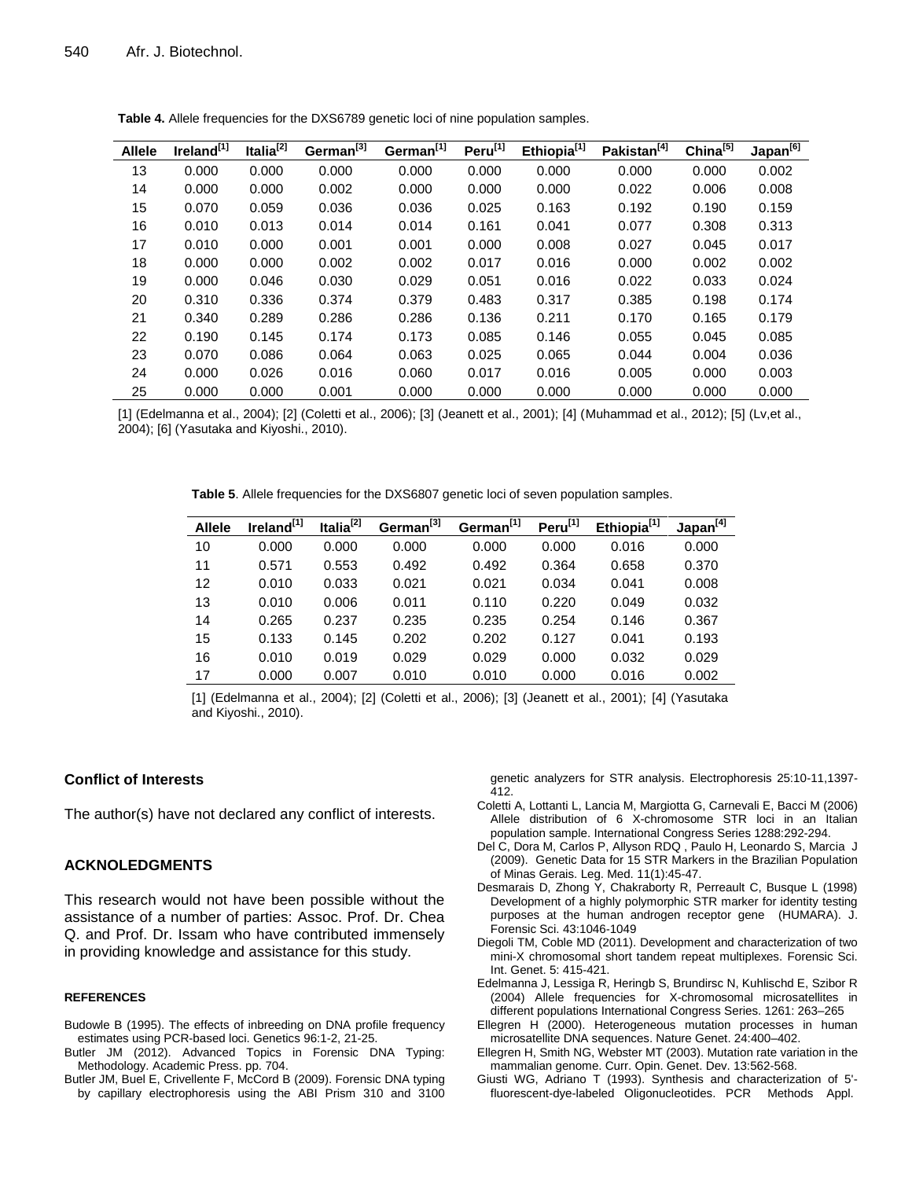**Table 4.** Allele frequencies for the DXS6789 genetic loci of nine population samples.

| Allele | Ireland[1] | Italia[2] | German[3] | German[1] | Peru[1] | Ethiopia[1] | Pakistan[4] | China[5] | Japan[6] |
|---|---|---|---|---|---|---|---|---|---|
| 13 | 0.000 | 0.000 | 0.000 | 0.000 | 0.000 | 0.000 | 0.000 | 0.000 | 0.002 |
| 14 | 0.000 | 0.000 | 0.002 | 0.000 | 0.000 | 0.000 | 0.022 | 0.006 | 0.008 |
| 15 | 0.070 | 0.059 | 0.036 | 0.036 | 0.025 | 0.163 | 0.192 | 0.190 | 0.159 |
| 16 | 0.010 | 0.013 | 0.014 | 0.014 | 0.161 | 0.041 | 0.077 | 0.308 | 0.313 |
| 17 | 0.010 | 0.000 | 0.001 | 0.001 | 0.000 | 0.008 | 0.027 | 0.045 | 0.017 |
| 18 | 0.000 | 0.000 | 0.002 | 0.002 | 0.017 | 0.016 | 0.000 | 0.002 | 0.002 |
| 19 | 0.000 | 0.046 | 0.030 | 0.029 | 0.051 | 0.016 | 0.022 | 0.033 | 0.024 |
| 20 | 0.310 | 0.336 | 0.374 | 0.379 | 0.483 | 0.317 | 0.385 | 0.198 | 0.174 |
| 21 | 0.340 | 0.289 | 0.286 | 0.286 | 0.136 | 0.211 | 0.170 | 0.165 | 0.179 |
| 22 | 0.190 | 0.145 | 0.174 | 0.173 | 0.085 | 0.146 | 0.055 | 0.045 | 0.085 |
| 23 | 0.070 | 0.086 | 0.064 | 0.063 | 0.025 | 0.065 | 0.044 | 0.004 | 0.036 |
| 24 | 0.000 | 0.026 | 0.016 | 0.060 | 0.017 | 0.016 | 0.005 | 0.000 | 0.003 |
| 25 | 0.000 | 0.000 | 0.001 | 0.000 | 0.000 | 0.000 | 0.000 | 0.000 | 0.000 |

[1] (Edelmanna et al., 2004); [2] (Coletti et al., 2006); [3] (Jeanett et al., 2001); [4] (Muhammad et al., 2012); [5] (Lv,et al., 2004); [6] (Yasutaka and Kiyoshi., 2010).

**Table 5**. Allele frequencies for the DXS6807 genetic loci of seven population samples.

| Allele | Ireland[1] | Italia[2] | German[3] | German[1] | Peru[1] | Ethiopia[1] | Japan[4] |
|---|---|---|---|---|---|---|---|
| 10 | 0.000 | 0.000 | 0.000 | 0.000 | 0.000 | 0.016 | 0.000 |
| 11 | 0.571 | 0.553 | 0.492 | 0.492 | 0.364 | 0.658 | 0.370 |
| 12 | 0.010 | 0.033 | 0.021 | 0.021 | 0.034 | 0.041 | 0.008 |
| 13 | 0.010 | 0.006 | 0.011 | 0.110 | 0.220 | 0.049 | 0.032 |
| 14 | 0.265 | 0.237 | 0.235 | 0.235 | 0.254 | 0.146 | 0.367 |
| 15 | 0.133 | 0.145 | 0.202 | 0.202 | 0.127 | 0.041 | 0.193 |
| 16 | 0.010 | 0.019 | 0.029 | 0.029 | 0.000 | 0.032 | 0.029 |
| 17 | 0.000 | 0.007 | 0.010 | 0.010 | 0.000 | 0.016 | 0.002 |

[1] (Edelmanna et al., 2004); [2] (Coletti et al., 2006); [3] (Jeanett et al., 2001); [4] (Yasutaka and Kiyoshi., 2010).

## Conflict of Interests

The author(s) have not declared any conflict of interests.

## ACKNOLEDGMENTS

This research would not have been possible without the assistance of a number of parties: Assoc. Prof. Dr. Chea Q. and Prof. Dr. Issam who have contributed immensely in providing knowledge and assistance for this study.

## REFERENCES

Budowle B (1995). The effects of inbreeding on DNA profile frequency estimates using PCR-based loci. Genetics 96:1-2, 21-25.

Butler JM (2012). Advanced Topics in Forensic DNA Typing: Methodology. Academic Press. pp. 704.

Butler JM, Buel E, Crivellente F, McCord B (2009). Forensic DNA typing by capillary electrophoresis using the ABI Prism 310 and 3100 genetic analyzers for STR analysis. Electrophoresis 25:10-11,1397-412.

Coletti A, Lottanti L, Lancia M, Margiotta G, Carnevali E, Bacci M (2006) Allele distribution of 6 X-chromosome STR loci in an Italian population sample. International Congress Series 1288:292-294.

Del C, Dora M, Carlos P, Allyson RDQ , Paulo H, Leonardo S, Marcia J (2009). Genetic Data for 15 STR Markers in the Brazilian Population of Minas Gerais. Leg. Med. 11(1):45-47.

Desmarais D, Zhong Y, Chakraborty R, Perreault C, Busque L (1998) Development of a highly polymorphic STR marker for identity testing purposes at the human androgen receptor gene (HUMARA). J. Forensic Sci. 43:1046-1049

Diegoli TM, Coble MD (2011). Development and characterization of two mini-X chromosomal short tandem repeat multiplexes. Forensic Sci. Int. Genet. 5: 415-421.

Edelmanna J, Lessiga R, Heringb S, Brundirsc N, Kuhlischd E, Szibor R (2004) Allele frequencies for X-chromosomal microsatellites in different populations International Congress Series. 1261: 263–265

Ellegren H (2000). Heterogeneous mutation processes in human microsatellite DNA sequences. Nature Genet. 24:400–402.

Ellegren H, Smith NG, Webster MT (2003). Mutation rate variation in the mammalian genome. Curr. Opin. Genet. Dev. 13:562-568.

Giusti WG, Adriano T (1993). Synthesis and characterization of 5'-fluorescent-dye-labeled Oligonucleotides. PCR Methods Appl.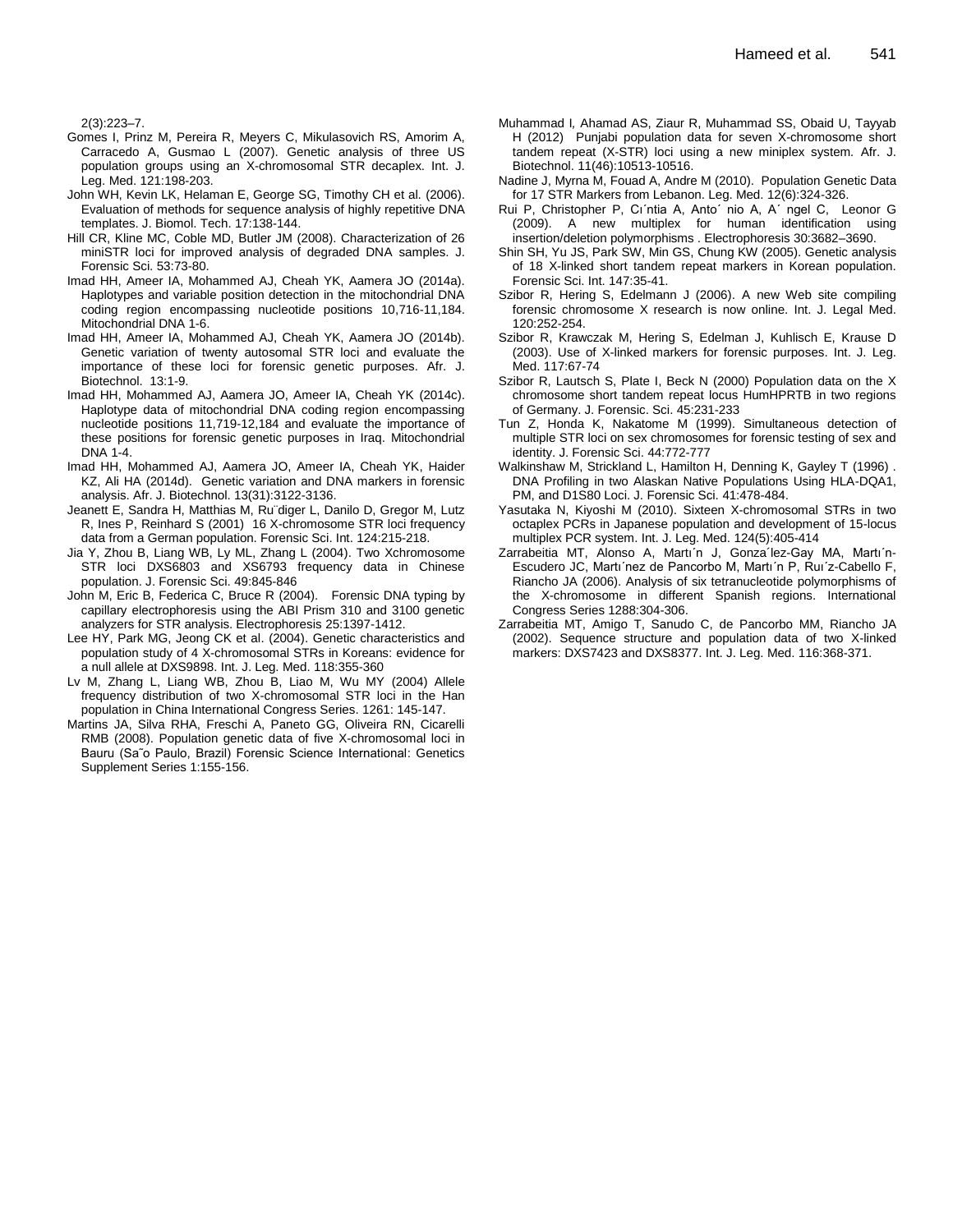2(3):223–7.

Gomes I, Prinz M, Pereira R, Meyers C, Mikulasovich RS, Amorim A, Carracedo A, Gusmao L (2007). Genetic analysis of three US population groups using an X-chromosomal STR decaplex. Int. J. Leg. Med. 121:198-203.

John WH, Kevin LK, Helaman E, George SG, Timothy CH et al. (2006). Evaluation of methods for sequence analysis of highly repetitive DNA templates. J. Biomol. Tech. 17:138-144.

Hill CR, Kline MC, Coble MD, Butler JM (2008). Characterization of 26 miniSTR loci for improved analysis of degraded DNA samples. J. Forensic Sci. 53:73-80.

Imad HH, Ameer IA, Mohammed AJ, Cheah YK, Aamera JO (2014a). Haplotypes and variable position detection in the mitochondrial DNA coding region encompassing nucleotide positions 10,716-11,184. Mitochondrial DNA 1-6.

Imad HH, Ameer IA, Mohammed AJ, Cheah YK, Aamera JO (2014b). Genetic variation of twenty autosomal STR loci and evaluate the importance of these loci for forensic genetic purposes. Afr. J. Biotechnol. 13:1-9.

Imad HH, Mohammed AJ, Aamera JO, Ameer IA, Cheah YK (2014c). Haplotype data of mitochondrial DNA coding region encompassing nucleotide positions 11,719-12,184 and evaluate the importance of these positions for forensic genetic purposes in Iraq. Mitochondrial DNA 1-4.

Imad HH, Mohammed AJ, Aamera JO, Ameer IA, Cheah YK, Haider KZ, Ali HA (2014d). Genetic variation and DNA markers in forensic analysis. Afr. J. Biotechnol. 13(31):3122-3136.

Jeanett E, Sandra H, Matthias M, Ru¨diger L, Danilo D, Gregor M, Lutz R, Ines P, Reinhard S (2001) 16 X-chromosome STR loci frequency data from a German population. Forensic Sci. Int. 124:215-218.

Jia Y, Zhou B, Liang WB, Ly ML, Zhang L (2004). Two Xchromosome STR loci DXS6803 and XS6793 frequency data in Chinese population. J. Forensic Sci. 49:845-846

John M, Eric B, Federica C, Bruce R (2004). Forensic DNA typing by capillary electrophoresis using the ABI Prism 310 and 3100 genetic analyzers for STR analysis. Electrophoresis 25:1397-1412.

Lee HY, Park MG, Jeong CK et al. (2004). Genetic characteristics and population study of 4 X-chromosomal STRs in Koreans: evidence for a null allele at DXS9898. Int. J. Leg. Med. 118:355-360

Lv M, Zhang L, Liang WB, Zhou B, Liao M, Wu MY (2004) Allele frequency distribution of two X-chromosomal STR loci in the Han population in China International Congress Series. 1261: 145-147.

Martins JA, Silva RHA, Freschi A, Paneto GG, Oliveira RN, Cicarelli RMB (2008). Population genetic data of five X-chromosomal loci in Bauru (Sa˜o Paulo, Brazil) Forensic Science International: Genetics Supplement Series 1:155-156.

Muhammad I, Ahamad AS, Ziaur R, Muhammad SS, Obaid U, Tayyab H (2012) Punjabi population data for seven X-chromosome short tandem repeat (X-STR) loci using a new miniplex system. Afr. J. Biotechnol. 11(46):10513-10516.

Nadine J, Myrna M, Fouad A, Andre M (2010). Population Genetic Data for 17 STR Markers from Lebanon. Leg. Med. 12(6):324-326.

Rui P, Christopher P, Cı´ntia A, Anto´ nio A, A´ ngel C, Leonor G (2009). A new multiplex for human identification using insertion/deletion polymorphisms . Electrophoresis 30:3682–3690.

Shin SH, Yu JS, Park SW, Min GS, Chung KW (2005). Genetic analysis of 18 X-linked short tandem repeat markers in Korean population. Forensic Sci. Int. 147:35-41.

Szibor R, Hering S, Edelmann J (2006). A new Web site compiling forensic chromosome X research is now online. Int. J. Legal Med. 120:252-254.

Szibor R, Krawczak M, Hering S, Edelman J, Kuhlisch E, Krause D (2003). Use of X-linked markers for forensic purposes. Int. J. Leg. Med. 117:67-74

Szibor R, Lautsch S, Plate I, Beck N (2000) Population data on the X chromosome short tandem repeat locus HumHPRTB in two regions of Germany. J. Forensic. Sci. 45:231-233

Tun Z, Honda K, Nakatome M (1999). Simultaneous detection of multiple STR loci on sex chromosomes for forensic testing of sex and identity. J. Forensic Sci. 44:772-777

Walkinshaw M, Strickland L, Hamilton H, Denning K, Gayley T (1996) . DNA Profiling in two Alaskan Native Populations Using HLA-DQA1, PM, and D1S80 Loci. J. Forensic Sci. 41:478-484.

Yasutaka N, Kiyoshi M (2010). Sixteen X-chromosomal STRs in two octaplex PCRs in Japanese population and development of 15-locus multiplex PCR system. Int. J. Leg. Med. 124(5):405-414

Zarrabeitia MT, Alonso A, Martı´n J, Gonza´lez-Gay MA, Martı´n-Escudero JC, Martı´nez de Pancorbo M, Martı´n P, Ruı´z-Cabello F, Riancho JA (2006). Analysis of six tetranucleotide polymorphisms of the X-chromosome in different Spanish regions. International Congress Series 1288:304-306.

Zarrabeitia MT, Amigo T, Sanudo C, de Pancorbo MM, Riancho JA (2002). Sequence structure and population data of two X-linked markers: DXS7423 and DXS8377. Int. J. Leg. Med. 116:368-371.